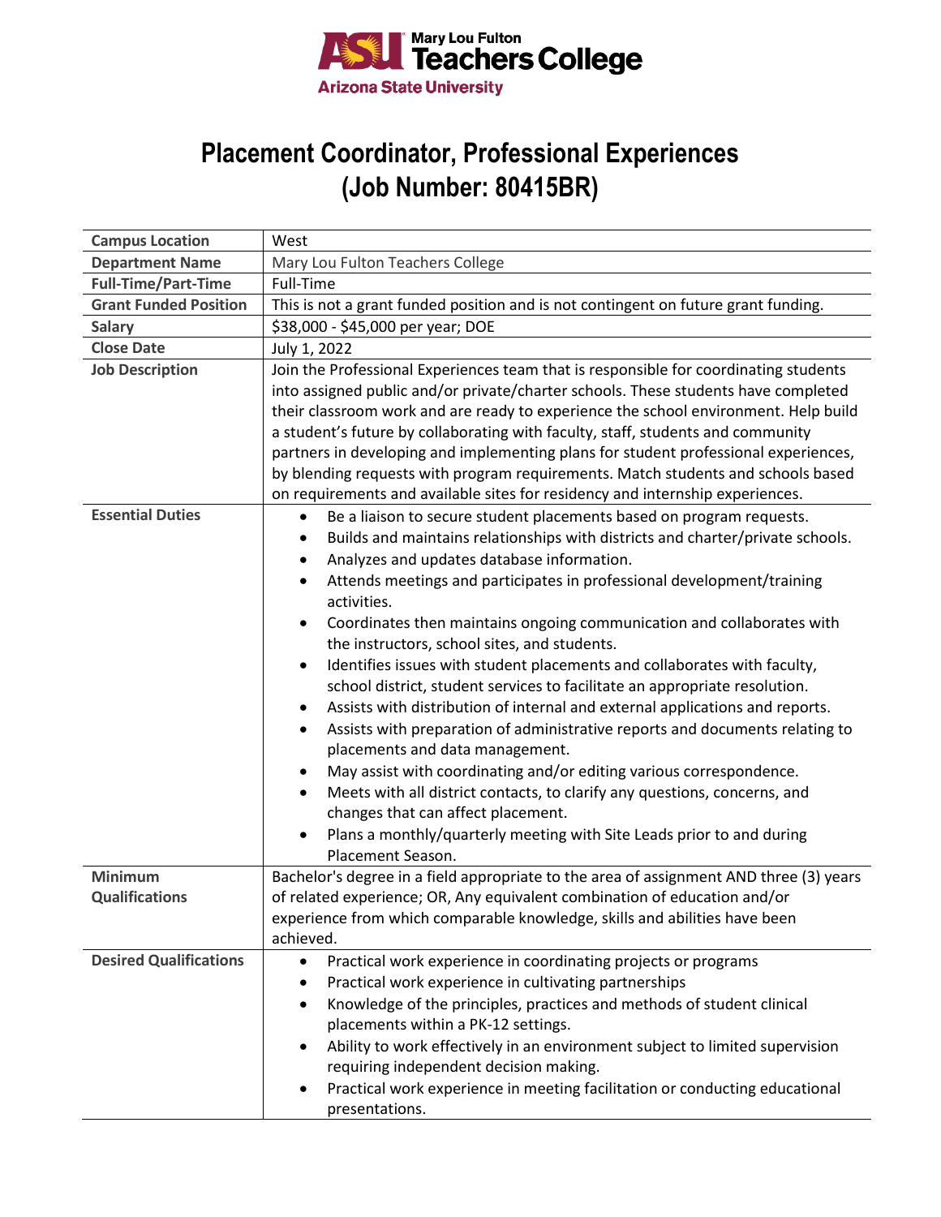Mary Lou Fulton Teachers College
Arizona State University

# Placement Coordinator, Professional Experiences (Job Number: 80415BR)

| | |
|---|---|
| **Campus Location** | West |
| **Department Name** | Mary Lou Fulton Teachers College |
| **Full-Time/Part-Time** | Full-Time |
| **Grant Funded Position** | This is not a grant funded position and is not contingent on future grant funding. |
| **Salary** | $38,000 - $45,000 per year; DOE |
| **Close Date** | July 1, 2022 |
| **Job Description** | Join the Professional Experiences team that is responsible for coordinating students into assigned public and/or private/charter schools. These students have completed their classroom work and are ready to experience the school environment. Help build a student's future by collaborating with faculty, staff, students and community partners in developing and implementing plans for student professional experiences, by blending requests with program requirements. Match students and schools based on requirements and available sites for residency and internship experiences. |
| **Essential Duties** | • Be a liaison to secure student placements based on program requests.<br>• Builds and maintains relationships with districts and charter/private schools.<br>• Analyzes and updates database information.<br>• Attends meetings and participates in professional development/training activities.<br>• Coordinates then maintains ongoing communication and collaborates with the instructors, school sites, and students.<br>• Identifies issues with student placements and collaborates with faculty, school district, student services to facilitate an appropriate resolution.<br>• Assists with distribution of internal and external applications and reports.<br>• Assists with preparation of administrative reports and documents relating to placements and data management.<br>• May assist with coordinating and/or editing various correspondence.<br>• Meets with all district contacts, to clarify any questions, concerns, and changes that can affect placement.<br>• Plans a monthly/quarterly meeting with Site Leads prior to and during Placement Season. |
| **Minimum Qualifications** | Bachelor's degree in a field appropriate to the area of assignment AND three (3) years of related experience; OR, Any equivalent combination of education and/or experience from which comparable knowledge, skills and abilities have been achieved. |
| **Desired Qualifications** | • Practical work experience in coordinating projects or programs<br>• Practical work experience in cultivating partnerships<br>• Knowledge of the principles, practices and methods of student clinical placements within a PK-12 settings.<br>• Ability to work effectively in an environment subject to limited supervision requiring independent decision making.<br>• Practical work experience in meeting facilitation or conducting educational presentations. |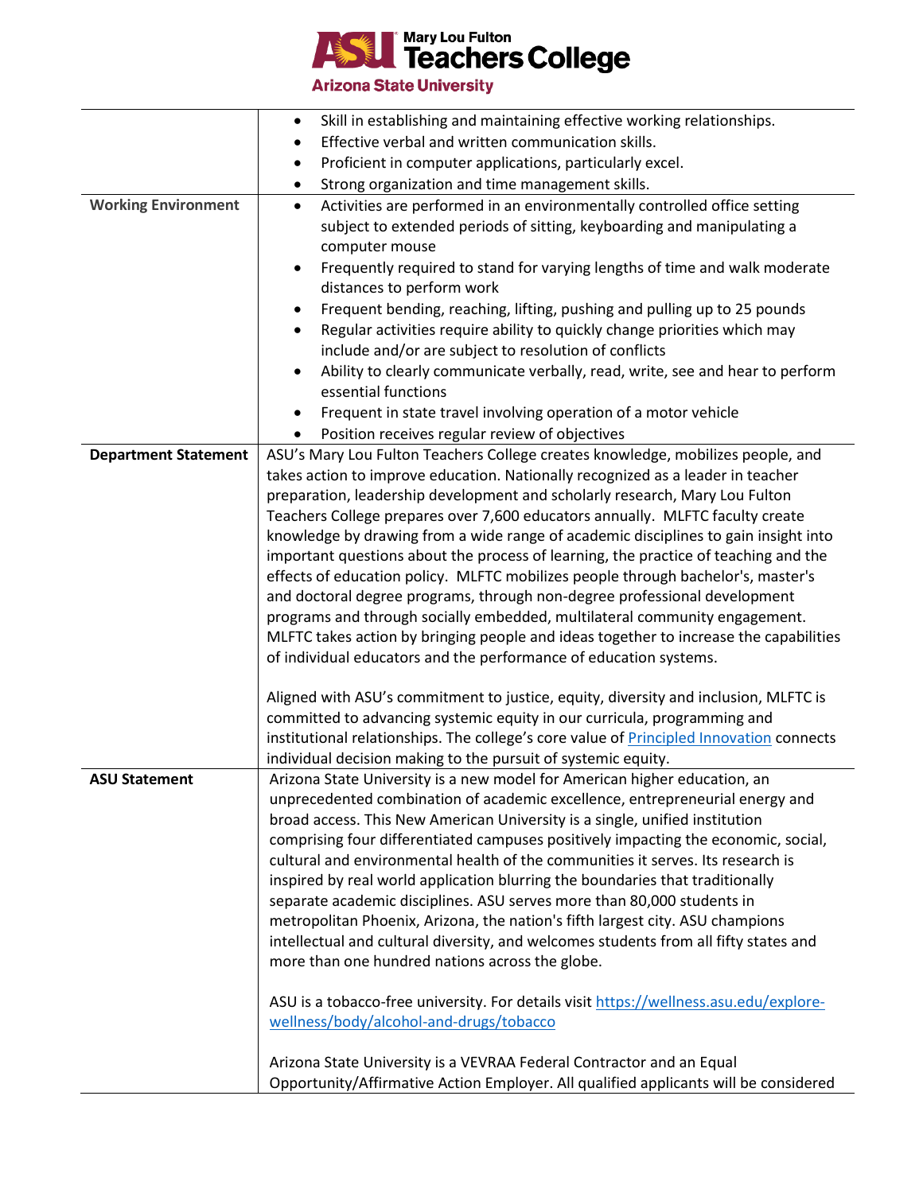| | |
|---|---|
| | • Skill in establishing and maintaining effective working relationships.<br>• Effective verbal and written communication skills.<br>• Proficient in computer applications, particularly excel.<br>• Strong organization and time management skills. |
| **Working Environment** | • Activities are performed in an environmentally controlled office setting subject to extended periods of sitting, keyboarding and manipulating a computer mouse<br>• Frequently required to stand for varying lengths of time and walk moderate distances to perform work<br>• Frequent bending, reaching, lifting, pushing and pulling up to 25 pounds<br>• Regular activities require ability to quickly change priorities which may include and/or are subject to resolution of conflicts<br>• Ability to clearly communicate verbally, read, write, see and hear to perform essential functions<br>• Frequent in state travel involving operation of a motor vehicle<br>• Position receives regular review of objectives |
| **Department Statement** | ASU's Mary Lou Fulton Teachers College creates knowledge, mobilizes people, and takes action to improve education. Nationally recognized as a leader in teacher preparation, leadership development and scholarly research, Mary Lou Fulton Teachers College prepares over 7,600 educators annually. MLFTC faculty create knowledge by drawing from a wide range of academic disciplines to gain insight into important questions about the process of learning, the practice of teaching and the effects of education policy. MLFTC mobilizes people through bachelor's, master's and doctoral degree programs, through non-degree professional development programs and through socially embedded, multilateral community engagement. MLFTC takes action by bringing people and ideas together to increase the capabilities of individual educators and the performance of education systems.<br><br>Aligned with ASU's commitment to justice, equity, diversity and inclusion, MLFTC is committed to advancing systemic equity in our curricula, programming and institutional relationships. The college's core value of Principled Innovation connects individual decision making to the pursuit of systemic equity. |
| **ASU Statement** | Arizona State University is a new model for American higher education, an unprecedented combination of academic excellence, entrepreneurial energy and broad access. This New American University is a single, unified institution comprising four differentiated campuses positively impacting the economic, social, cultural and environmental health of the communities it serves. Its research is inspired by real world application blurring the boundaries that traditionally separate academic disciplines. ASU serves more than 80,000 students in metropolitan Phoenix, Arizona, the nation's fifth largest city. ASU champions intellectual and cultural diversity, and welcomes students from all fifty states and more than one hundred nations across the globe.<br><br>ASU is a tobacco-free university. For details visit https://wellness.asu.edu/explore-wellness/body/alcohol-and-drugs/tobacco<br><br>Arizona State University is a VEVRAA Federal Contractor and an Equal Opportunity/Affirmative Action Employer. All qualified applicants will be considered |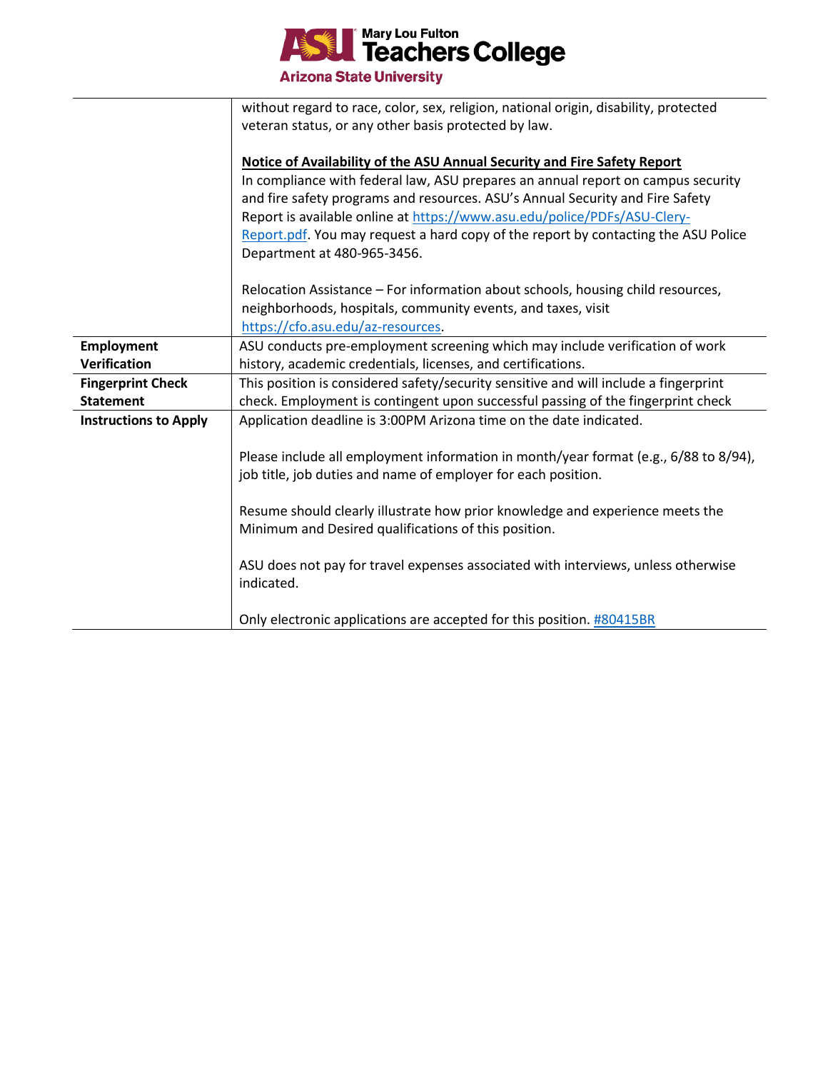| | |
|---|---|
| | without regard to race, color, sex, religion, national origin, disability, protected veteran status, or any other basis protected by law.<br><br>**Notice of Availability of the ASU Annual Security and Fire Safety Report**<br>In compliance with federal law, ASU prepares an annual report on campus security and fire safety programs and resources. ASU's Annual Security and Fire Safety Report is available online at https://www.asu.edu/police/PDFs/ASU-Clery-Report.pdf. You may request a hard copy of the report by contacting the ASU Police Department at 480-965-3456.<br><br>Relocation Assistance – For information about schools, housing child resources, neighborhoods, hospitals, community events, and taxes, visit https://cfo.asu.edu/az-resources. |
| **Employment Verification** | ASU conducts pre-employment screening which may include verification of work history, academic credentials, licenses, and certifications. |
| **Fingerprint Check Statement** | This position is considered safety/security sensitive and will include a fingerprint check. Employment is contingent upon successful passing of the fingerprint check |
| **Instructions to Apply** | Application deadline is 3:00PM Arizona time on the date indicated.<br><br>Please include all employment information in month/year format (e.g., 6/88 to 8/94), job title, job duties and name of employer for each position.<br><br>Resume should clearly illustrate how prior knowledge and experience meets the Minimum and Desired qualifications of this position.<br><br>ASU does not pay for travel expenses associated with interviews, unless otherwise indicated.<br><br>Only electronic applications are accepted for this position. #80415BR |